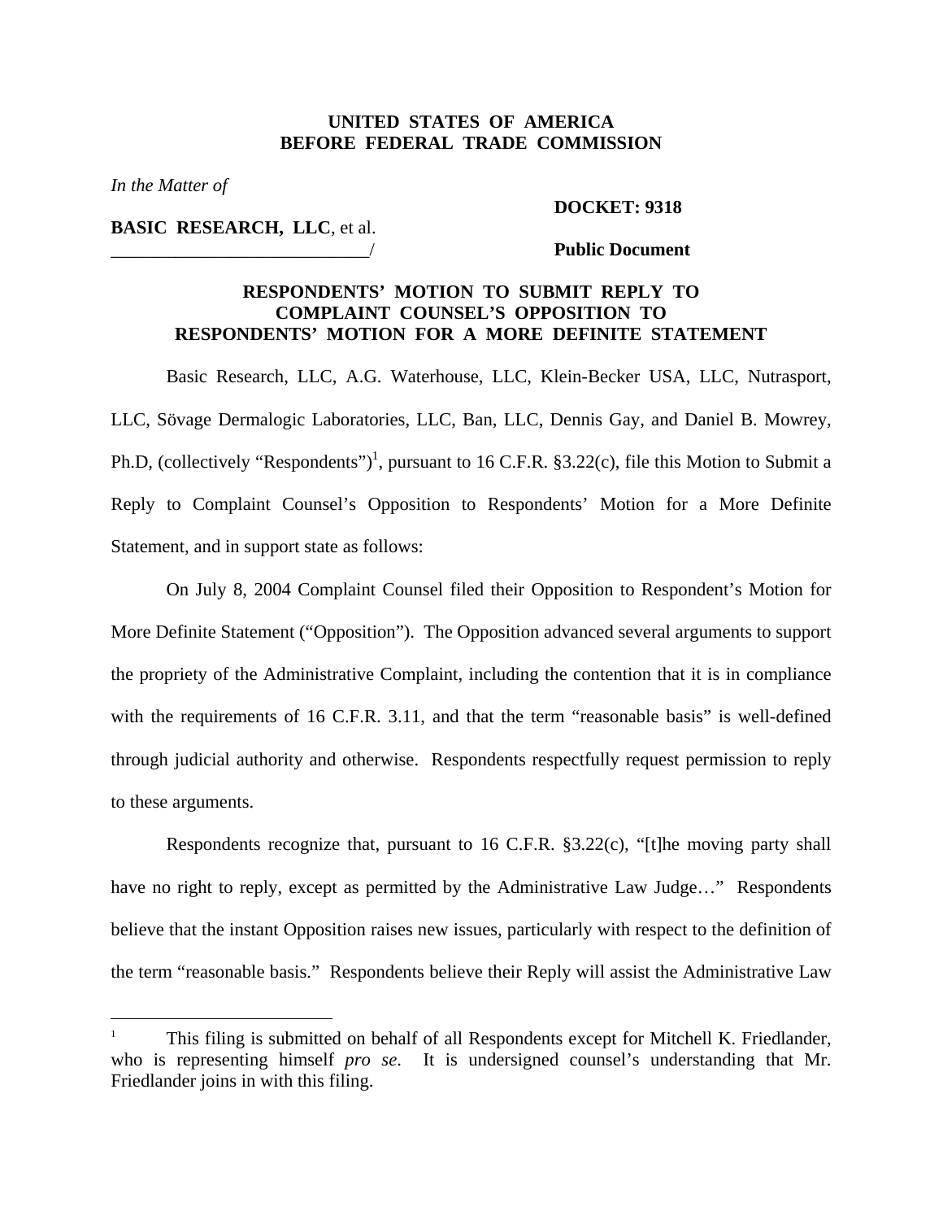**UNITED STATES OF AMERICA**
**BEFORE FEDERAL TRADE COMMISSION**

*In the Matter of*

**BASIC RESEARCH, LLC**, et al.
_____________________________/

**DOCKET: 9318**

**Public Document**

**RESPONDENTS' MOTION TO SUBMIT REPLY TO COMPLAINT COUNSEL'S OPPOSITION TO RESPONDENTS' MOTION FOR A MORE DEFINITE STATEMENT**

Basic Research, LLC, A.G. Waterhouse, LLC, Klein-Becker USA, LLC, Nutrasport, LLC, Sövage Dermalogic Laboratories, LLC, Ban, LLC, Dennis Gay, and Daniel B. Mowrey, Ph.D, (collectively "Respondents")[1], pursuant to 16 C.F.R. §3.22(c), file this Motion to Submit a Reply to Complaint Counsel's Opposition to Respondents' Motion for a More Definite Statement, and in support state as follows:

On July 8, 2004 Complaint Counsel filed their Opposition to Respondent's Motion for More Definite Statement ("Opposition"). The Opposition advanced several arguments to support the propriety of the Administrative Complaint, including the contention that it is in compliance with the requirements of 16 C.F.R. 3.11, and that the term "reasonable basis" is well-defined through judicial authority and otherwise. Respondents respectfully request permission to reply to these arguments.

Respondents recognize that, pursuant to 16 C.F.R. §3.22(c), "[t]he moving party shall have no right to reply, except as permitted by the Administrative Law Judge…" Respondents believe that the instant Opposition raises new issues, particularly with respect to the definition of the term "reasonable basis." Respondents believe their Reply will assist the Administrative Law

---

[1] This filing is submitted on behalf of all Respondents except for Mitchell K. Friedlander, who is representing himself *pro se*. It is undersigned counsel's understanding that Mr. Friedlander joins in with this filing.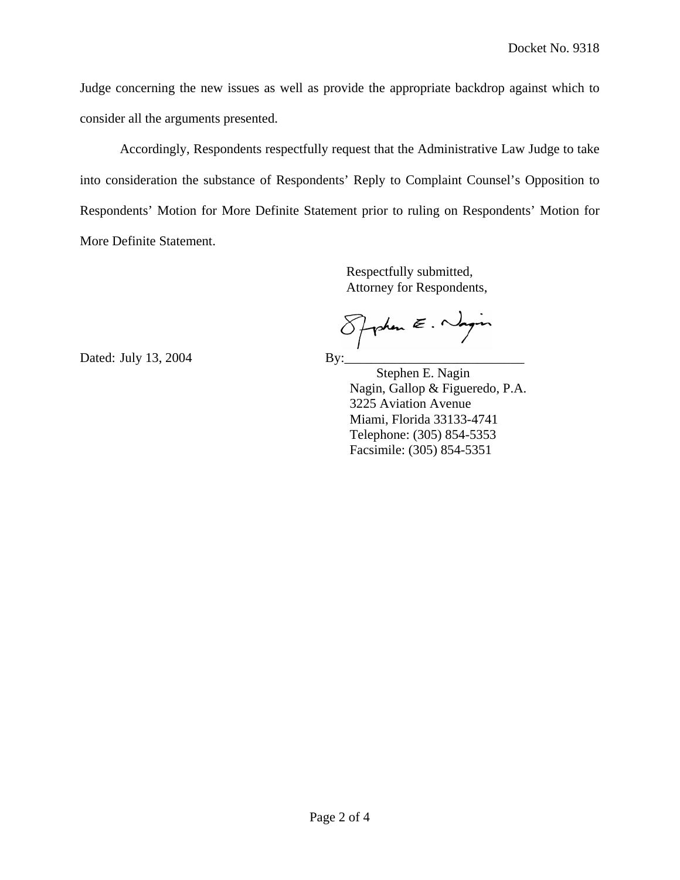Judge concerning the new issues as well as provide the appropriate backdrop against which to consider all the arguments presented.

Accordingly, Respondents respectfully request that the Administrative Law Judge to take into consideration the substance of Respondents' Reply to Complaint Counsel's Opposition to Respondents' Motion for More Definite Statement prior to ruling on Respondents' Motion for More Definite Statement.

Respectfully submitted,
Attorney for Respondents,

Dated: July 13, 2004

By:___________________________
Stephen E. Nagin
Nagin, Gallop & Figueredo, P.A.
3225 Aviation Avenue
Miami, Florida 33133-4741
Telephone: (305) 854-5353
Facsimile: (305) 854-5351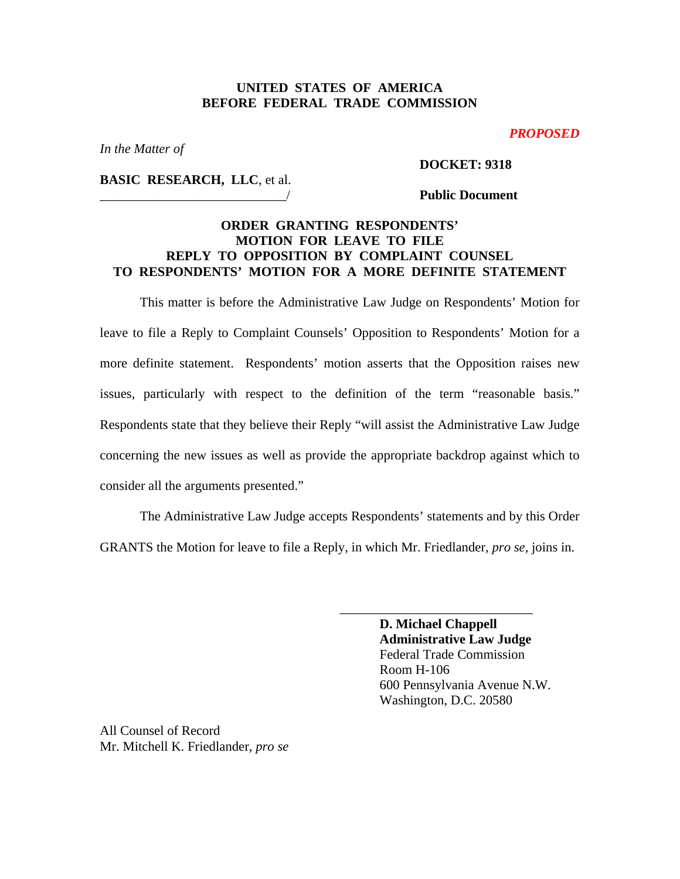**UNITED STATES OF AMERICA**
**BEFORE FEDERAL TRADE COMMISSION**

***PROPOSED***

*In the Matter of*

**BASIC RESEARCH, LLC**, et al.
____________________________/

**DOCKET: 9318**

**Public Document**

**ORDER GRANTING RESPONDENTS' MOTION FOR LEAVE TO FILE REPLY TO OPPOSITION BY COMPLAINT COUNSEL TO RESPONDENTS' MOTION FOR A MORE DEFINITE STATEMENT**

This matter is before the Administrative Law Judge on Respondents' Motion for leave to file a Reply to Complaint Counsels' Opposition to Respondents' Motion for a more definite statement. Respondents' motion asserts that the Opposition raises new issues, particularly with respect to the definition of the term "reasonable basis." Respondents state that they believe their Reply "will assist the Administrative Law Judge concerning the new issues as well as provide the appropriate backdrop against which to consider all the arguments presented."

The Administrative Law Judge accepts Respondents' statements and by this Order GRANTS the Motion for leave to file a Reply, in which Mr. Friedlander, *pro se*, joins in.

_____________________________
**D. Michael Chappell**
**Administrative Law Judge**
Federal Trade Commission
Room H-106
600 Pennsylvania Avenue N.W.
Washington, D.C. 20580

All Counsel of Record
Mr. Mitchell K. Friedlander, *pro se*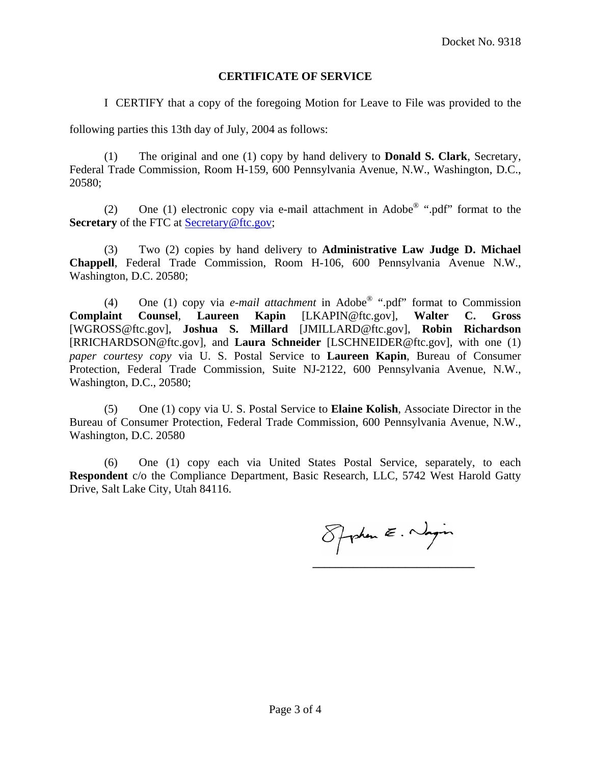Docket No. 9318

## CERTIFICATE OF SERVICE

I CERTIFY that a copy of the foregoing Motion for Leave to File was provided to the following parties this 13th day of July, 2004 as follows:

(1) The original and one (1) copy by hand delivery to **Donald S. Clark**, Secretary, Federal Trade Commission, Room H-159, 600 Pennsylvania Avenue, N.W., Washington, D.C., 20580;

(2) One (1) electronic copy via e-mail attachment in Adobe® ".pdf" format to the **Secretary** of the FTC at Secretary@ftc.gov;

(3) Two (2) copies by hand delivery to **Administrative Law Judge D. Michael Chappell**, Federal Trade Commission, Room H-106, 600 Pennsylvania Avenue N.W., Washington, D.C. 20580;

(4) One (1) copy via *e-mail attachment* in Adobe® ".pdf" format to Commission **Complaint Counsel**, **Laureen Kapin** [LKAPIN@ftc.gov], **Walter C. Gross** [WGROSS@ftc.gov], **Joshua S. Millard** [JMILLARD@ftc.gov], **Robin Richardson** [RRICHARDSON@ftc.gov], and **Laura Schneider** [LSCHNEIDER@ftc.gov], with one (1) *paper courtesy copy* via U. S. Postal Service to **Laureen Kapin**, Bureau of Consumer Protection, Federal Trade Commission, Suite NJ-2122, 600 Pennsylvania Avenue, N.W., Washington, D.C., 20580;

(5) One (1) copy via U. S. Postal Service to **Elaine Kolish**, Associate Director in the Bureau of Consumer Protection, Federal Trade Commission, 600 Pennsylvania Avenue, N.W., Washington, D.C. 20580

(6) One (1) copy each via United States Postal Service, separately, to each **Respondent** c/o the Compliance Department, Basic Research, LLC, 5742 West Harold Gatty Drive, Salt Lake City, Utah 84116.

Stephen E. Nagin

\_\_\_\_\_\_\_\_\_\_\_\_\_\_\_\_\_\_\_\_\_\_\_\_\_\_\_\_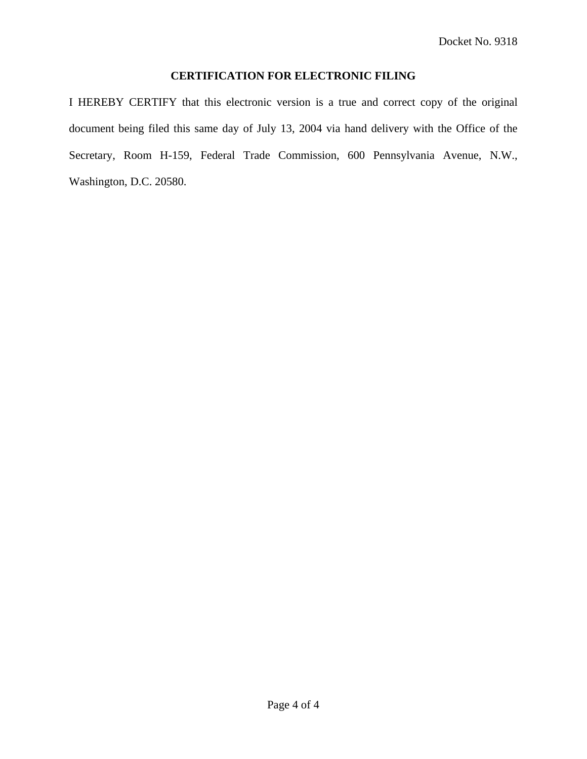Docket No. 9318

## CERTIFICATION FOR ELECTRONIC FILING

I HEREBY CERTIFY that this electronic version is a true and correct copy of the original document being filed this same day of July 13, 2004 via hand delivery with the Office of the Secretary, Room H-159, Federal Trade Commission, 600 Pennsylvania Avenue, N.W., Washington, D.C. 20580.